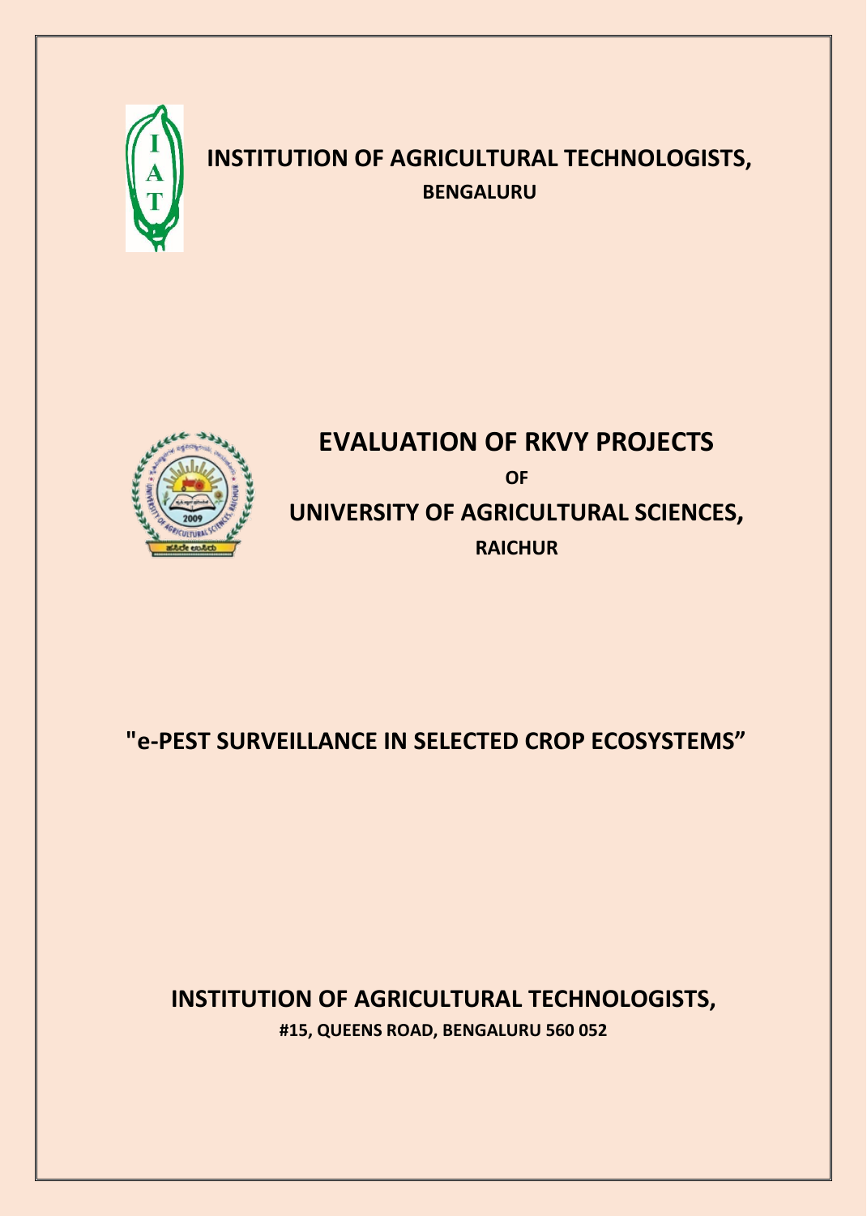# INSTITUTION OF AGRICULTURAL TECHNOLOGISTS,

**BENGALURU**

# EVALUATION OF RKVY PROJECTS

**OF**

## UNIVERSITY OF AGRICULTURAL SCIENCES,

**RAICHUR**

## "e-PEST SURVEILLANCE IN SELECTED CROP ECOSYSTEMS”

## INSTITUTION OF AGRICULTURAL TECHNOLOGISTS,

**#15, QUEENS ROAD, BENGALURU 560 052**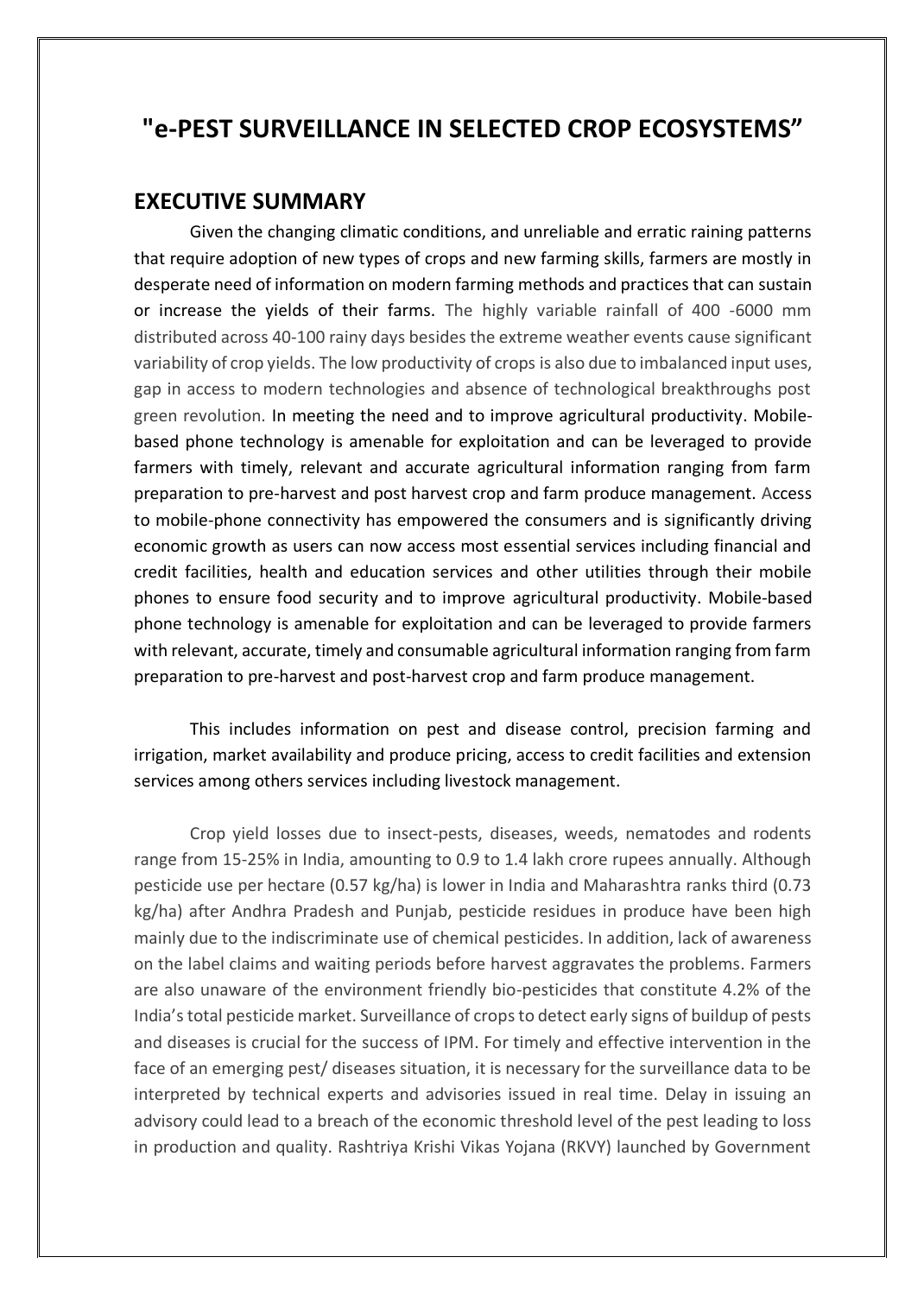# "e-PEST SURVEILLANCE IN SELECTED CROP ECOSYSTEMS"

## EXECUTIVE SUMMARY

Given the changing climatic conditions, and unreliable and erratic raining patterns that require adoption of new types of crops and new farming skills, farmers are mostly in desperate need of information on modern farming methods and practices that can sustain or increase the yields of their farms. The highly variable rainfall of 400 -6000 mm distributed across 40-100 rainy days besides the extreme weather events cause significant variability of crop yields. The low productivity of crops is also due to imbalanced input uses, gap in access to modern technologies and absence of technological breakthroughs post green revolution. In meeting the need and to improve agricultural productivity. Mobile-based phone technology is amenable for exploitation and can be leveraged to provide farmers with timely, relevant and accurate agricultural information ranging from farm preparation to pre-harvest and post harvest crop and farm produce management. Access to mobile-phone connectivity has empowered the consumers and is significantly driving economic growth as users can now access most essential services including financial and credit facilities, health and education services and other utilities through their mobile phones to ensure food security and to improve agricultural productivity. Mobile-based phone technology is amenable for exploitation and can be leveraged to provide farmers with relevant, accurate, timely and consumable agricultural information ranging from farm preparation to pre-harvest and post-harvest crop and farm produce management.

This includes information on pest and disease control, precision farming and irrigation, market availability and produce pricing, access to credit facilities and extension services among others services including livestock management.

Crop yield losses due to insect-pests, diseases, weeds, nematodes and rodents range from 15-25% in India, amounting to 0.9 to 1.4 lakh crore rupees annually. Although pesticide use per hectare (0.57 kg/ha) is lower in India and Maharashtra ranks third (0.73 kg/ha) after Andhra Pradesh and Punjab, pesticide residues in produce have been high mainly due to the indiscriminate use of chemical pesticides. In addition, lack of awareness on the label claims and waiting periods before harvest aggravates the problems. Farmers are also unaware of the environment friendly bio-pesticides that constitute 4.2% of the India's total pesticide market. Surveillance of crops to detect early signs of buildup of pests and diseases is crucial for the success of IPM. For timely and effective intervention in the face of an emerging pest/ diseases situation, it is necessary for the surveillance data to be interpreted by technical experts and advisories issued in real time. Delay in issuing an advisory could lead to a breach of the economic threshold level of the pest leading to loss in production and quality. Rashtriya Krishi Vikas Yojana (RKVY) launched by Government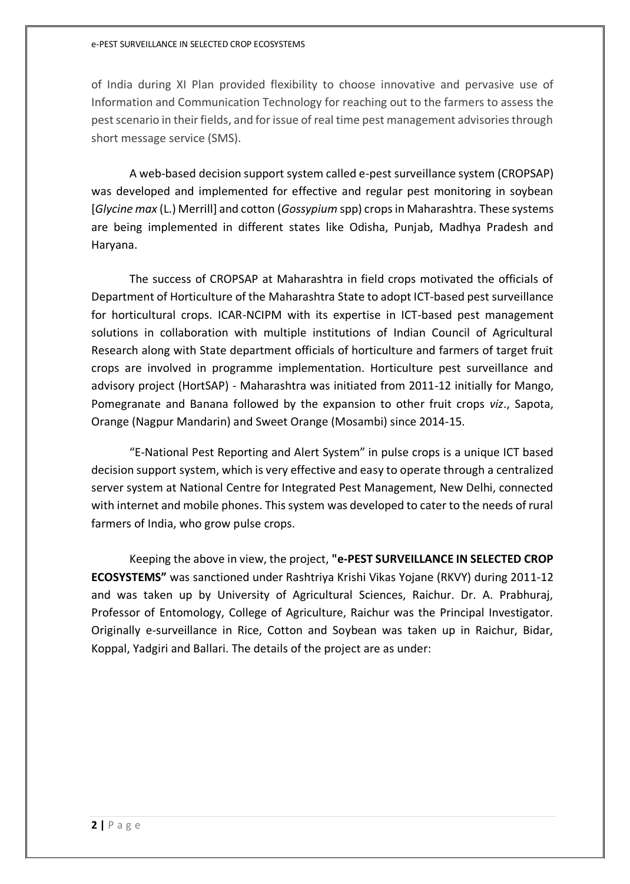of India during XI Plan provided flexibility to choose innovative and pervasive use of Information and Communication Technology for reaching out to the farmers to assess the pest scenario in their fields, and for issue of real time pest management advisories through short message service (SMS).

A web-based decision support system called e-pest surveillance system (CROPSAP) was developed and implemented for effective and regular pest monitoring in soybean [*Glycine max* (L.) Merrill] and cotton (*Gossypium* spp) crops in Maharashtra. These systems are being implemented in different states like Odisha, Punjab, Madhya Pradesh and Haryana.

The success of CROPSAP at Maharashtra in field crops motivated the officials of Department of Horticulture of the Maharashtra State to adopt ICT-based pest surveillance for horticultural crops. ICAR-NCIPM with its expertise in ICT-based pest management solutions in collaboration with multiple institutions of Indian Council of Agricultural Research along with State department officials of horticulture and farmers of target fruit crops are involved in programme implementation. Horticulture pest surveillance and advisory project (HortSAP) - Maharashtra was initiated from 2011-12 initially for Mango, Pomegranate and Banana followed by the expansion to other fruit crops *viz*., Sapota, Orange (Nagpur Mandarin) and Sweet Orange (Mosambi) since 2014-15.

"E-National Pest Reporting and Alert System" in pulse crops is a unique ICT based decision support system, which is very effective and easy to operate through a centralized server system at National Centre for Integrated Pest Management, New Delhi, connected with internet and mobile phones. This system was developed to cater to the needs of rural farmers of India, who grow pulse crops.

Keeping the above in view, the project, **"e-PEST SURVEILLANCE IN SELECTED CROP ECOSYSTEMS"** was sanctioned under Rashtriya Krishi Vikas Yojane (RKVY) during 2011-12 and was taken up by University of Agricultural Sciences, Raichur. Dr. A. Prabhuraj, Professor of Entomology, College of Agriculture, Raichur was the Principal Investigator. Originally e-surveillance in Rice, Cotton and Soybean was taken up in Raichur, Bidar, Koppal, Yadgiri and Ballari. The details of the project are as under: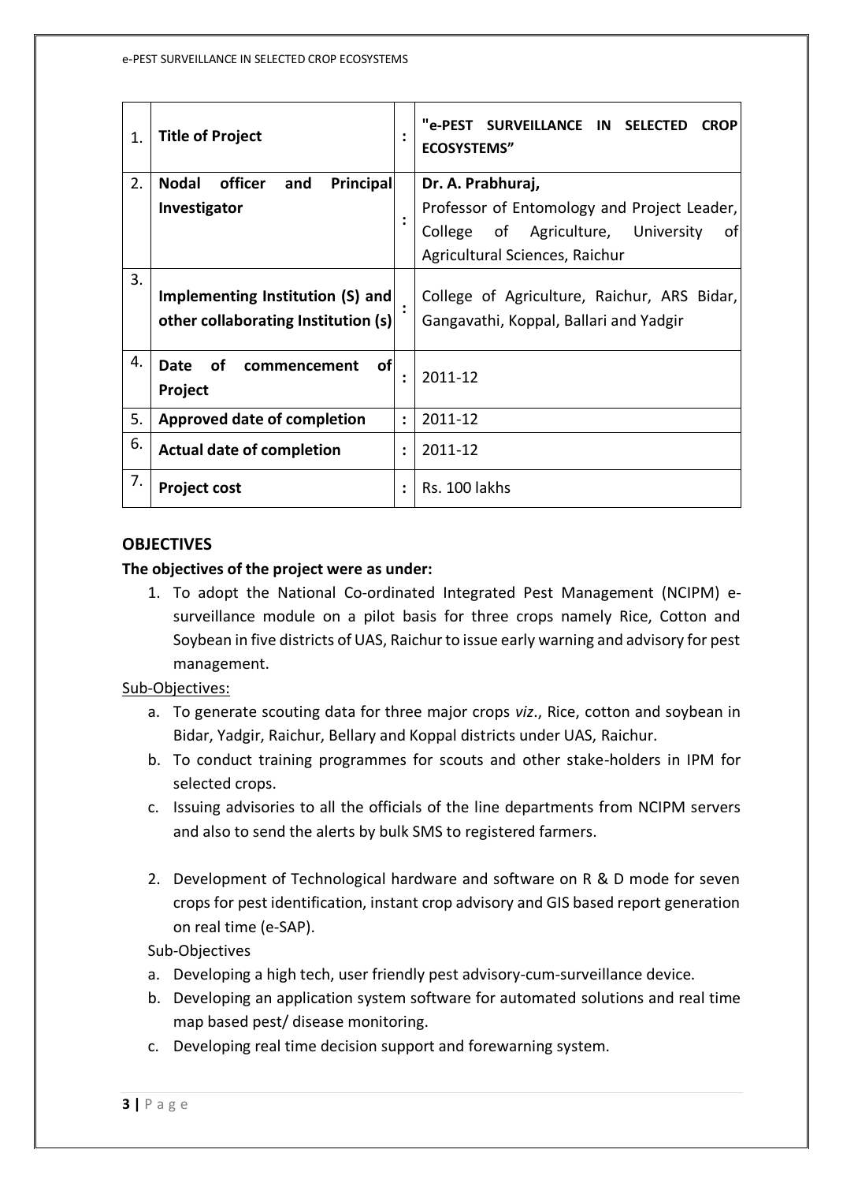| 1. | **Title of Project** | : | **"e-PEST SURVEILLANCE IN SELECTED CROP ECOSYSTEMS"** |
|---|---|---|---|
| 2. | **Nodal officer and Principal Investigator** | : | **Dr. A. Prabhuraj,** Professor of Entomology and Project Leader, College of Agriculture, University of Agricultural Sciences, Raichur |
| 3. | **Implementing Institution (S) and other collaborating Institution (s)** | : | College of Agriculture, Raichur, ARS Bidar, Gangavathi, Koppal, Ballari and Yadgir |
| 4. | **Date of commencement of Project** | : | 2011-12 |
| 5. | **Approved date of completion** | : | 2011-12 |
| 6. | **Actual date of completion** | : | 2011-12 |
| 7. | **Project cost** | : | Rs. 100 lakhs |

## OBJECTIVES

**The objectives of the project were as under:**

1. To adopt the National Co-ordinated Integrated Pest Management (NCIPM) e-surveillance module on a pilot basis for three crops namely Rice, Cotton and Soybean in five districts of UAS, Raichur to issue early warning and advisory for pest management.

Sub-Objectives:

   a. To generate scouting data for three major crops *viz*., Rice, cotton and soybean in Bidar, Yadgir, Raichur, Bellary and Koppal districts under UAS, Raichur.
   b. To conduct training programmes for scouts and other stake-holders in IPM for selected crops.
   c. Issuing advisories to all the officials of the line departments from NCIPM servers and also to send the alerts by bulk SMS to registered farmers.

2. Development of Technological hardware and software on R & D mode for seven crops for pest identification, instant crop advisory and GIS based report generation on real time (e-SAP).

   Sub-Objectives

   a. Developing a high tech, user friendly pest advisory-cum-surveillance device.
   b. Developing an application system software for automated solutions and real time map based pest/ disease monitoring.
   c. Developing real time decision support and forewarning system.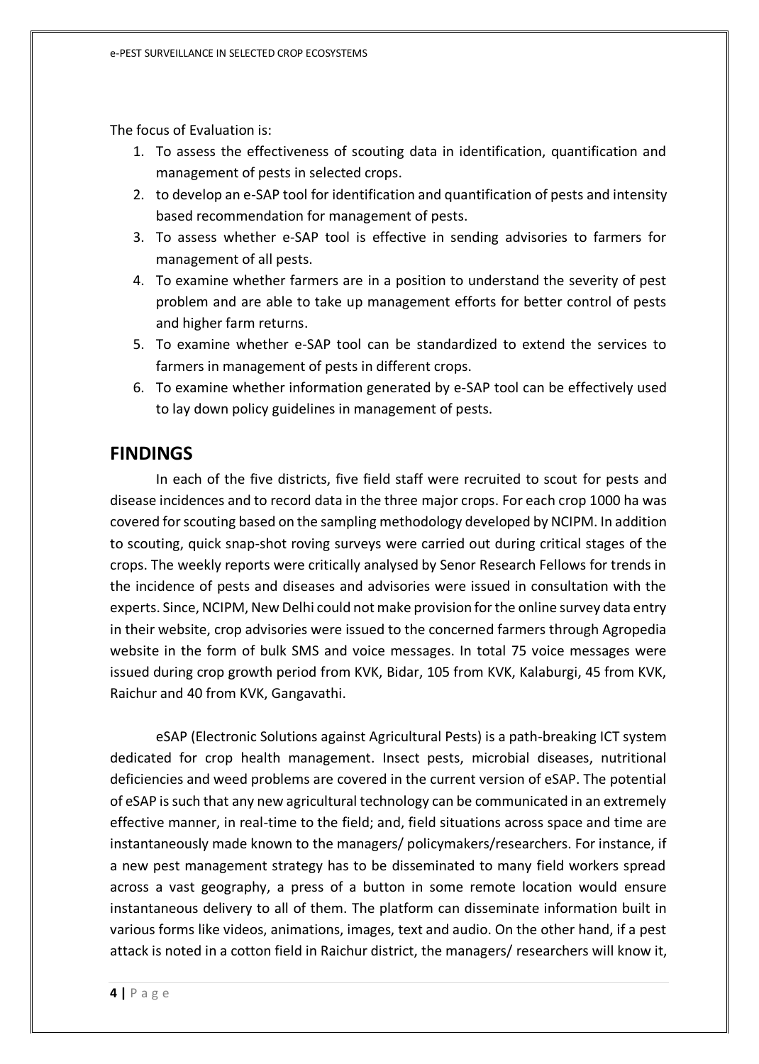The focus of Evaluation is:

1. To assess the effectiveness of scouting data in identification, quantification and management of pests in selected crops.
2. to develop an e-SAP tool for identification and quantification of pests and intensity based recommendation for management of pests.
3. To assess whether e-SAP tool is effective in sending advisories to farmers for management of all pests.
4. To examine whether farmers are in a position to understand the severity of pest problem and are able to take up management efforts for better control of pests and higher farm returns.
5. To examine whether e-SAP tool can be standardized to extend the services to farmers in management of pests in different crops.
6. To examine whether information generated by e-SAP tool can be effectively used to lay down policy guidelines in management of pests.

## FINDINGS

In each of the five districts, five field staff were recruited to scout for pests and disease incidences and to record data in the three major crops. For each crop 1000 ha was covered for scouting based on the sampling methodology developed by NCIPM. In addition to scouting, quick snap-shot roving surveys were carried out during critical stages of the crops. The weekly reports were critically analysed by Senor Research Fellows for trends in the incidence of pests and diseases and advisories were issued in consultation with the experts. Since, NCIPM, New Delhi could not make provision for the online survey data entry in their website, crop advisories were issued to the concerned farmers through Agropedia website in the form of bulk SMS and voice messages. In total 75 voice messages were issued during crop growth period from KVK, Bidar, 105 from KVK, Kalaburgi, 45 from KVK, Raichur and 40 from KVK, Gangavathi.

eSAP (Electronic Solutions against Agricultural Pests) is a path-breaking ICT system dedicated for crop health management. Insect pests, microbial diseases, nutritional deficiencies and weed problems are covered in the current version of eSAP. The potential of eSAP is such that any new agricultural technology can be communicated in an extremely effective manner, in real-time to the field; and, field situations across space and time are instantaneously made known to the managers/ policymakers/researchers. For instance, if a new pest management strategy has to be disseminated to many field workers spread across a vast geography, a press of a button in some remote location would ensure instantaneous delivery to all of them. The platform can disseminate information built in various forms like videos, animations, images, text and audio. On the other hand, if a pest attack is noted in a cotton field in Raichur district, the managers/ researchers will know it,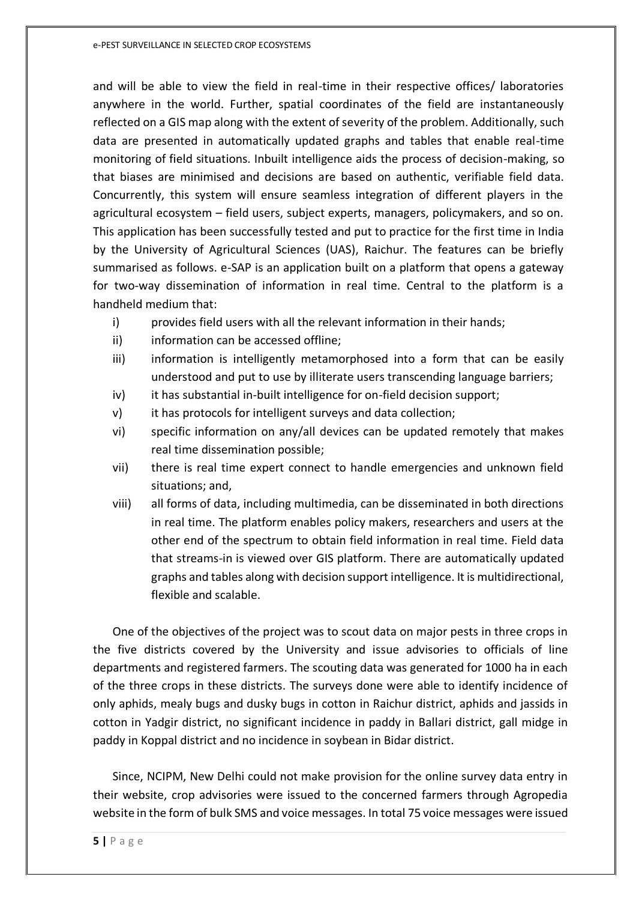and will be able to view the field in real-time in their respective offices/ laboratories anywhere in the world. Further, spatial coordinates of the field are instantaneously reflected on a GIS map along with the extent of severity of the problem. Additionally, such data are presented in automatically updated graphs and tables that enable real-time monitoring of field situations. Inbuilt intelligence aids the process of decision-making, so that biases are minimised and decisions are based on authentic, verifiable field data. Concurrently, this system will ensure seamless integration of different players in the agricultural ecosystem – field users, subject experts, managers, policymakers, and so on. This application has been successfully tested and put to practice for the first time in India by the University of Agricultural Sciences (UAS), Raichur. The features can be briefly summarised as follows. e-SAP is an application built on a platform that opens a gateway for two-way dissemination of information in real time. Central to the platform is a handheld medium that:

i) provides field users with all the relevant information in their hands;
ii) information can be accessed offline;
iii) information is intelligently metamorphosed into a form that can be easily understood and put to use by illiterate users transcending language barriers;
iv) it has substantial in-built intelligence for on-field decision support;
v) it has protocols for intelligent surveys and data collection;
vi) specific information on any/all devices can be updated remotely that makes real time dissemination possible;
vii) there is real time expert connect to handle emergencies and unknown field situations; and,
viii) all forms of data, including multimedia, can be disseminated in both directions in real time. The platform enables policy makers, researchers and users at the other end of the spectrum to obtain field information in real time. Field data that streams-in is viewed over GIS platform. There are automatically updated graphs and tables along with decision support intelligence. It is multidirectional, flexible and scalable.

One of the objectives of the project was to scout data on major pests in three crops in the five districts covered by the University and issue advisories to officials of line departments and registered farmers. The scouting data was generated for 1000 ha in each of the three crops in these districts. The surveys done were able to identify incidence of only aphids, mealy bugs and dusky bugs in cotton in Raichur district, aphids and jassids in cotton in Yadgir district, no significant incidence in paddy in Ballari district, gall midge in paddy in Koppal district and no incidence in soybean in Bidar district.

Since, NCIPM, New Delhi could not make provision for the online survey data entry in their website, crop advisories were issued to the concerned farmers through Agropedia website in the form of bulk SMS and voice messages. In total 75 voice messages were issued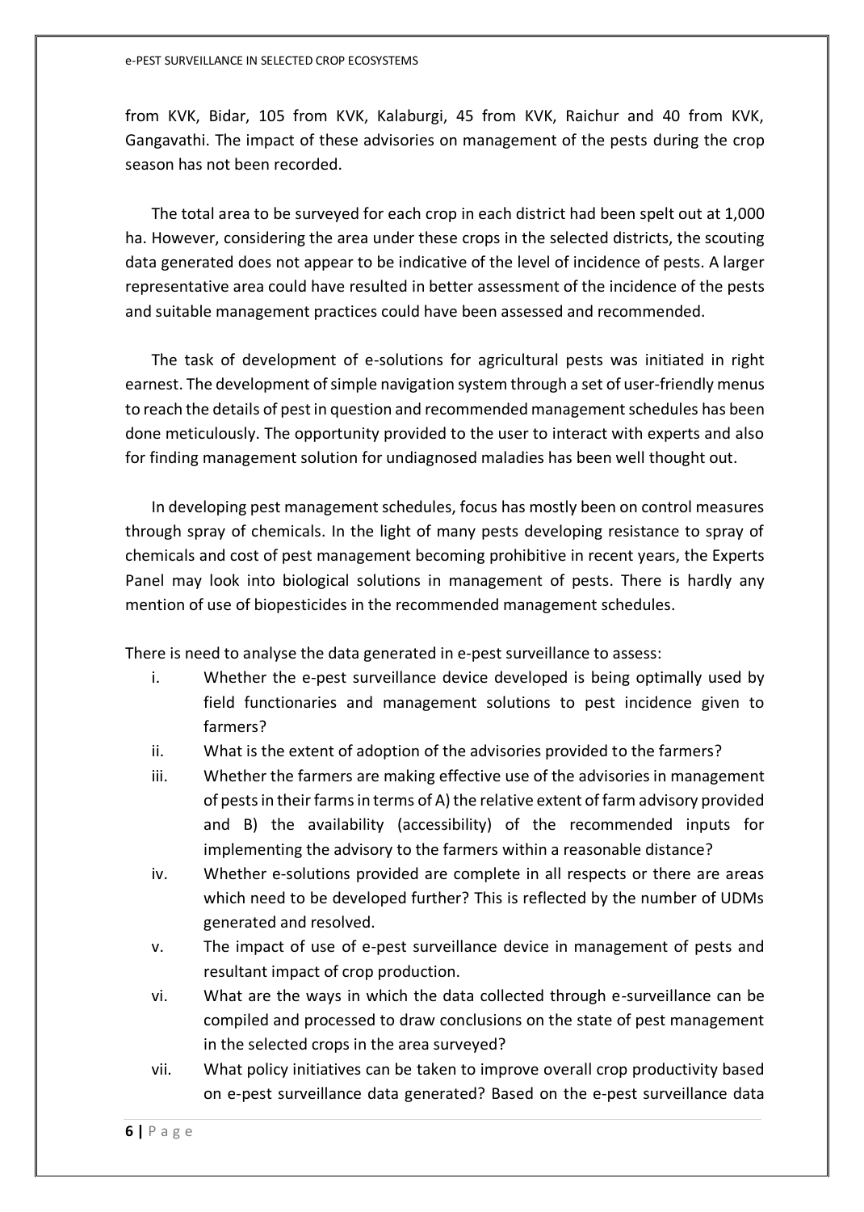from KVK, Bidar, 105 from KVK, Kalaburgi, 45 from KVK, Raichur and 40 from KVK, Gangavathi. The impact of these advisories on management of the pests during the crop season has not been recorded.

The total area to be surveyed for each crop in each district had been spelt out at 1,000 ha. However, considering the area under these crops in the selected districts, the scouting data generated does not appear to be indicative of the level of incidence of pests. A larger representative area could have resulted in better assessment of the incidence of the pests and suitable management practices could have been assessed and recommended.

The task of development of e-solutions for agricultural pests was initiated in right earnest. The development of simple navigation system through a set of user-friendly menus to reach the details of pest in question and recommended management schedules has been done meticulously. The opportunity provided to the user to interact with experts and also for finding management solution for undiagnosed maladies has been well thought out.

In developing pest management schedules, focus has mostly been on control measures through spray of chemicals. In the light of many pests developing resistance to spray of chemicals and cost of pest management becoming prohibitive in recent years, the Experts Panel may look into biological solutions in management of pests. There is hardly any mention of use of biopesticides in the recommended management schedules.

There is need to analyse the data generated in e-pest surveillance to assess:

i. Whether the e-pest surveillance device developed is being optimally used by field functionaries and management solutions to pest incidence given to farmers?
ii. What is the extent of adoption of the advisories provided to the farmers?
iii. Whether the farmers are making effective use of the advisories in management of pests in their farms in terms of A) the relative extent of farm advisory provided and B) the availability (accessibility) of the recommended inputs for implementing the advisory to the farmers within a reasonable distance?
iv. Whether e-solutions provided are complete in all respects or there are areas which need to be developed further? This is reflected by the number of UDMs generated and resolved.
v. The impact of use of e-pest surveillance device in management of pests and resultant impact of crop production.
vi. What are the ways in which the data collected through e-surveillance can be compiled and processed to draw conclusions on the state of pest management in the selected crops in the area surveyed?
vii. What policy initiatives can be taken to improve overall crop productivity based on e-pest surveillance data generated? Based on the e-pest surveillance data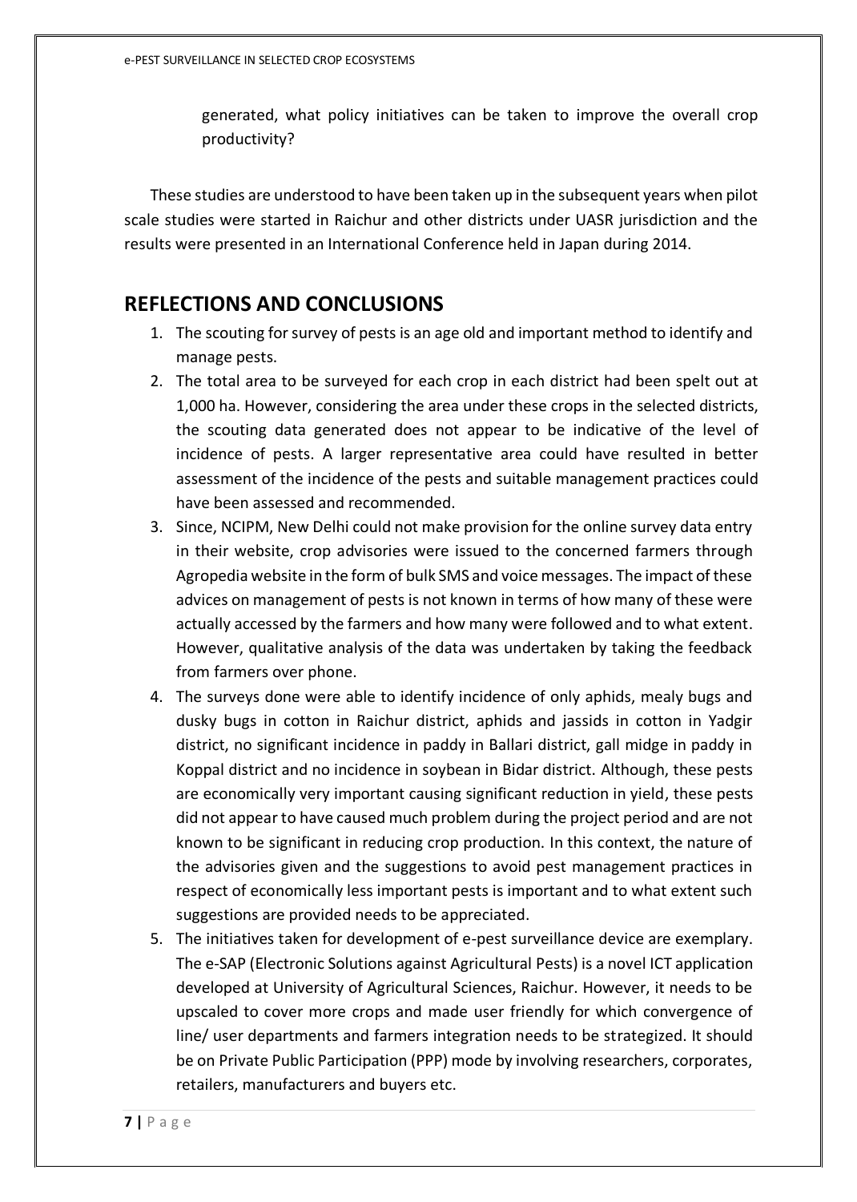generated, what policy initiatives can be taken to improve the overall crop productivity?

These studies are understood to have been taken up in the subsequent years when pilot scale studies were started in Raichur and other districts under UASR jurisdiction and the results were presented in an International Conference held in Japan during 2014.

## REFLECTIONS AND CONCLUSIONS

1. The scouting for survey of pests is an age old and important method to identify and manage pests.
2. The total area to be surveyed for each crop in each district had been spelt out at 1,000 ha. However, considering the area under these crops in the selected districts, the scouting data generated does not appear to be indicative of the level of incidence of pests. A larger representative area could have resulted in better assessment of the incidence of the pests and suitable management practices could have been assessed and recommended.
3. Since, NCIPM, New Delhi could not make provision for the online survey data entry in their website, crop advisories were issued to the concerned farmers through Agropedia website in the form of bulk SMS and voice messages. The impact of these advices on management of pests is not known in terms of how many of these were actually accessed by the farmers and how many were followed and to what extent. However, qualitative analysis of the data was undertaken by taking the feedback from farmers over phone.
4. The surveys done were able to identify incidence of only aphids, mealy bugs and dusky bugs in cotton in Raichur district, aphids and jassids in cotton in Yadgir district, no significant incidence in paddy in Ballari district, gall midge in paddy in Koppal district and no incidence in soybean in Bidar district. Although, these pests are economically very important causing significant reduction in yield, these pests did not appear to have caused much problem during the project period and are not known to be significant in reducing crop production. In this context, the nature of the advisories given and the suggestions to avoid pest management practices in respect of economically less important pests is important and to what extent such suggestions are provided needs to be appreciated.
5. The initiatives taken for development of e-pest surveillance device are exemplary. The e-SAP (Electronic Solutions against Agricultural Pests) is a novel ICT application developed at University of Agricultural Sciences, Raichur. However, it needs to be upscaled to cover more crops and made user friendly for which convergence of line/ user departments and farmers integration needs to be strategized. It should be on Private Public Participation (PPP) mode by involving researchers, corporates, retailers, manufacturers and buyers etc.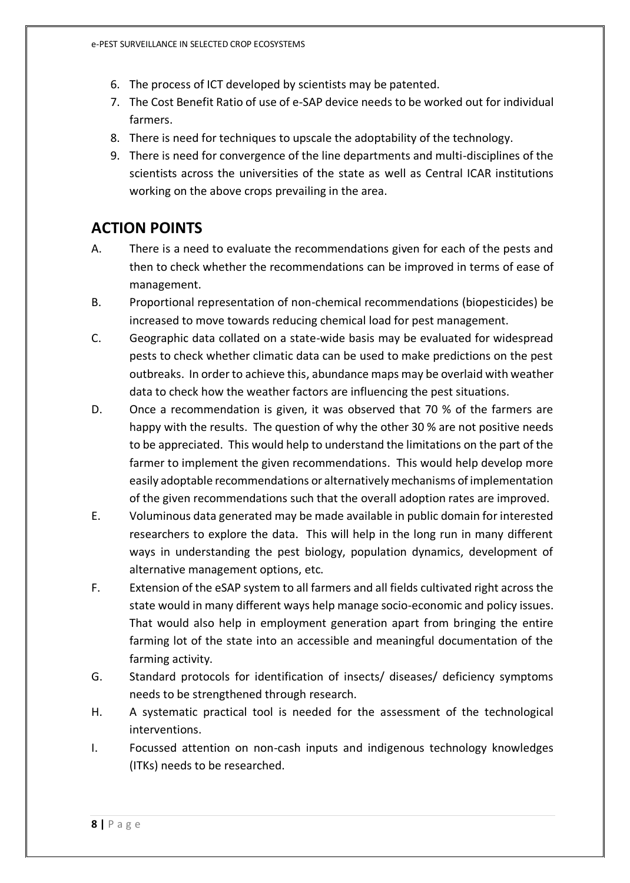6. The process of ICT developed by scientists may be patented.
7. The Cost Benefit Ratio of use of e-SAP device needs to be worked out for individual farmers.
8. There is need for techniques to upscale the adoptability of the technology.
9. There is need for convergence of the line departments and multi-disciplines of the scientists across the universities of the state as well as Central ICAR institutions working on the above crops prevailing in the area.

## ACTION POINTS

A. There is a need to evaluate the recommendations given for each of the pests and then to check whether the recommendations can be improved in terms of ease of management.

B. Proportional representation of non-chemical recommendations (biopesticides) be increased to move towards reducing chemical load for pest management.

C. Geographic data collated on a state-wide basis may be evaluated for widespread pests to check whether climatic data can be used to make predictions on the pest outbreaks. In order to achieve this, abundance maps may be overlaid with weather data to check how the weather factors are influencing the pest situations.

D. Once a recommendation is given, it was observed that 70 % of the farmers are happy with the results. The question of why the other 30 % are not positive needs to be appreciated. This would help to understand the limitations on the part of the farmer to implement the given recommendations. This would help develop more easily adoptable recommendations or alternatively mechanisms of implementation of the given recommendations such that the overall adoption rates are improved.

E. Voluminous data generated may be made available in public domain for interested researchers to explore the data. This will help in the long run in many different ways in understanding the pest biology, population dynamics, development of alternative management options, etc.

F. Extension of the eSAP system to all farmers and all fields cultivated right across the state would in many different ways help manage socio-economic and policy issues. That would also help in employment generation apart from bringing the entire farming lot of the state into an accessible and meaningful documentation of the farming activity.

G. Standard protocols for identification of insects/ diseases/ deficiency symptoms needs to be strengthened through research.

H. A systematic practical tool is needed for the assessment of the technological interventions.

I. Focussed attention on non-cash inputs and indigenous technology knowledges (ITKs) needs to be researched.